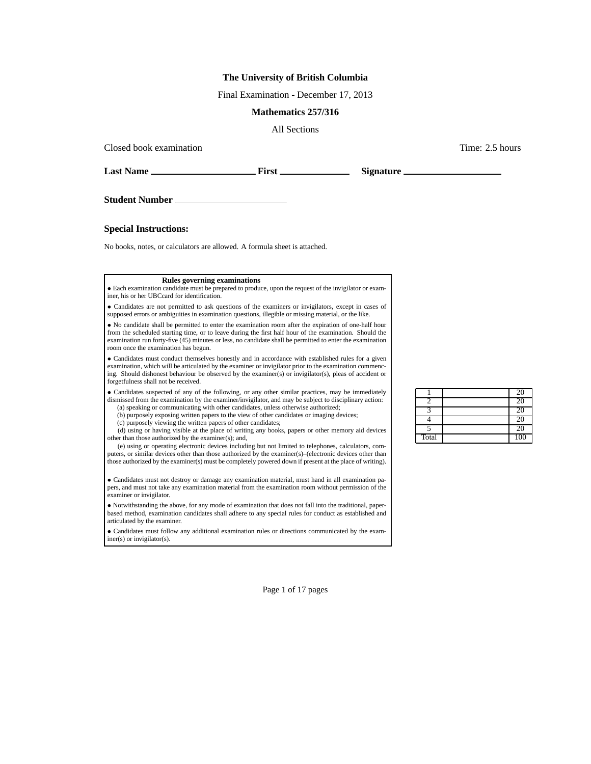**The University of British Columbia**

Final Examination - December 17, 2013

**Mathematics 257/316**

All Sections

Closed book examination | Time: 2.5 hours

**Last Name** ____________________ **First** ______________ **Signature** ____________________

**Student Number** ______________________

### Special Instructions:

No books, notes, or calculators are allowed. A formula sheet is attached.

**Rules governing examinations**

- Each examination candidate must be prepared to produce, upon the request of the invigilator or examiner, his or her UBCcard for identification.
- Candidates are not permitted to ask questions of the examiners or invigilators, except in cases of supposed errors or ambiguities in examination questions, illegible or missing material, or the like.
- No candidate shall be permitted to enter the examination room after the expiration of one-half hour from the scheduled starting time, or to leave during the first half hour of the examination. Should the examination run forty-five (45) minutes or less, no candidate shall be permitted to enter the examination room once the examination has begun.
- Candidates must conduct themselves honestly and in accordance with established rules for a given examination, which will be articulated by the examiner or invigilator prior to the examination commencing. Should dishonest behaviour be observed by the examiner(s) or invigilator(s), pleas of accident or forgetfulness shall not be received.
- Candidates suspected of any of the following, or any other similar practices, may be immediately dismissed from the examination by the examiner/invigilator, and may be subject to disciplinary action:
  (a) speaking or communicating with other candidates, unless otherwise authorized;
  (b) purposely exposing written papers to the view of other candidates or imaging devices;
  (c) purposely viewing the written papers of other candidates;
  (d) using or having visible at the place of writing any books, papers or other memory aid devices other than those authorized by the examiner(s); and,
  (e) using or operating electronic devices including but not limited to telephones, calculators, computers, or similar devices other than those authorized by the examiner(s)–(electronic devices other than those authorized by the examiner(s) must be completely powered down if present at the place of writing).
- Candidates must not destroy or damage any examination material, must hand in all examination papers, and must not take any examination material from the examination room without permission of the examiner or invigilator.
- Notwithstanding the above, for any mode of examination that does not fall into the traditional, paper-based method, examination candidates shall adhere to any special rules for conduct as established and articulated by the examiner.
- Candidates must follow any additional examination rules or directions communicated by the examiner(s) or invigilator(s).

| | | |
|---|---|---|
| 1 | | 20 |
| 2 | | 20 |
| 3 | | 20 |
| 4 | | 20 |
| 5 | | 20 |
| Total | | 100 |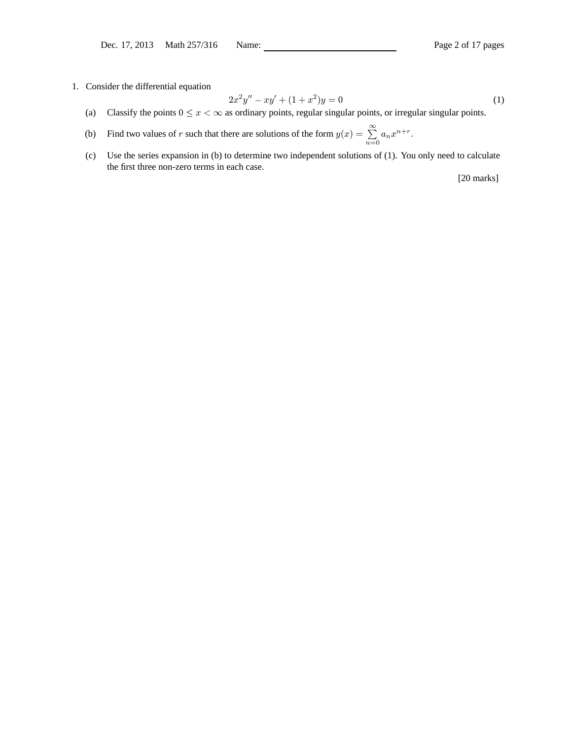1. Consider the differential equation

$$2x^2y'' - xy' + (1 + x^2)y = 0 \tag{1}$$

(a) Classify the points $0 \le x < \infty$ as ordinary points, regular singular points, or irregular singular points.

(b) Find two values of $r$ such that there are solutions of the form $y(x) = \sum_{n=0}^{\infty} a_n x^{n+r}$.

(c) Use the series expansion in (b) to determine two independent solutions of (1). You only need to calculate the first three non-zero terms in each case.

[20 marks]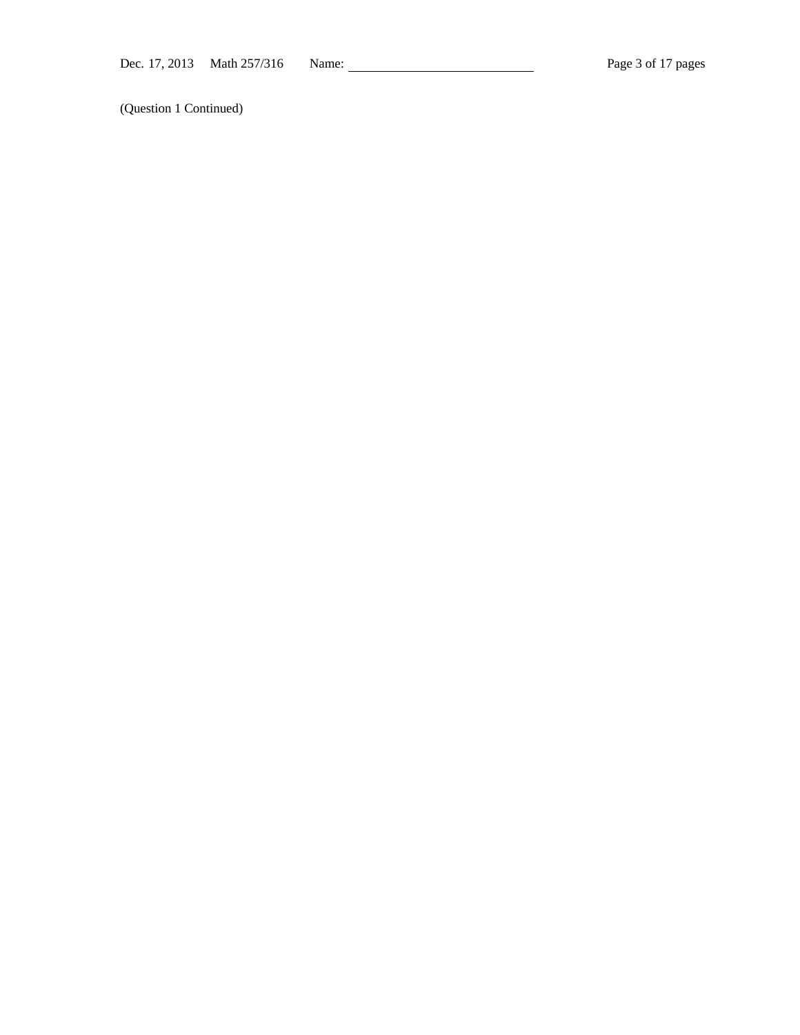(Question 1 Continued)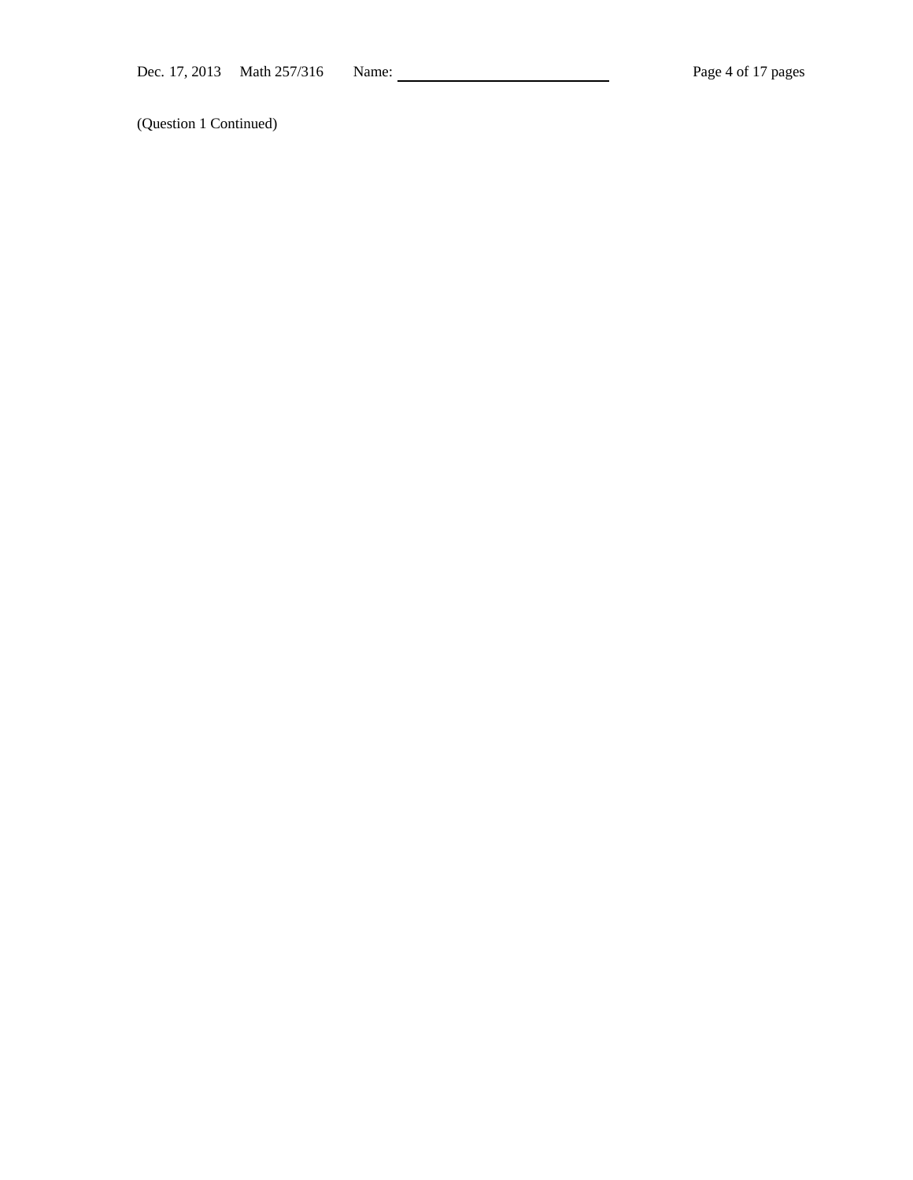(Question 1 Continued)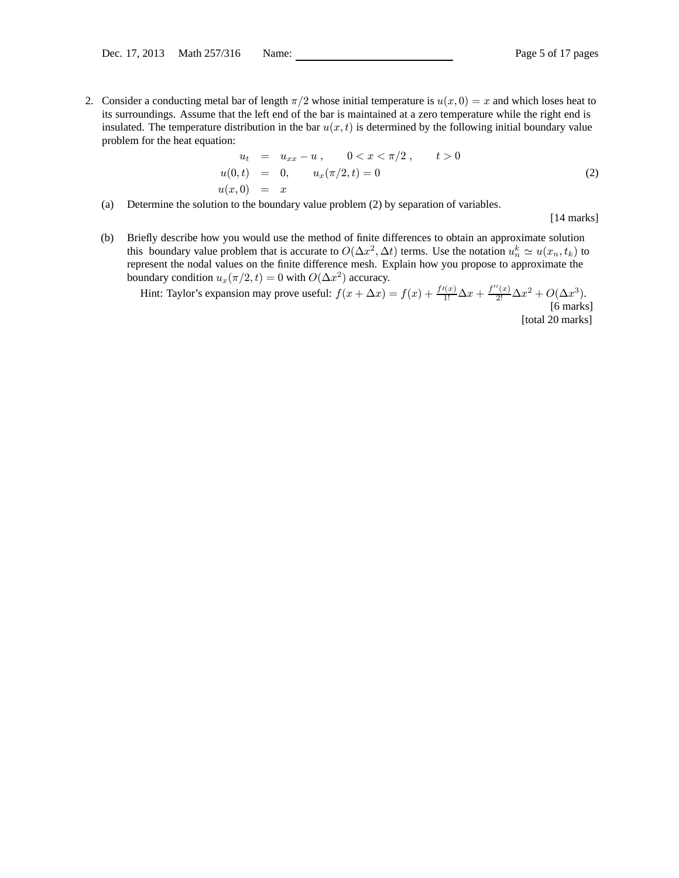2. Consider a conducting metal bar of length $\pi/2$ whose initial temperature is $u(x,0) = x$ and which loses heat to its surroundings. Assume that the left end of the bar is maintained at a zero temperature while the right end is insulated. The temperature distribution in the bar $u(x,t)$ is determined by the following initial boundary value problem for the heat equation:

$$
\begin{aligned}
u_t &= u_{xx} - u\,, \qquad 0 < x < \pi/2\,, \qquad t > 0 \\
u(0,t) &= 0, \qquad u_x(\pi/2,t) = 0 \\
u(x,0) &= x
\end{aligned}
\tag{2}
$$

(a) Determine the solution to the boundary value problem (2) by separation of variables.

[14 marks]

(b) Briefly describe how you would use the method of finite differences to obtain an approximate solution this boundary value problem that is accurate to $O(\Delta x^2, \Delta t)$ terms. Use the notation $u_n^k \simeq u(x_n, t_k)$ to represent the nodal values on the finite difference mesh. Explain how you propose to approximate the boundary condition $u_x(\pi/2,t) = 0$ with $O(\Delta x^2)$ accuracy.

Hint: Taylor's expansion may prove useful: $f(x + \Delta x) = f(x) + \frac{f\prime(x)}{1!}\Delta x + \frac{f''(x)}{2!}\Delta x^2 + O(\Delta x^3)$.

[6 marks]

[total 20 marks]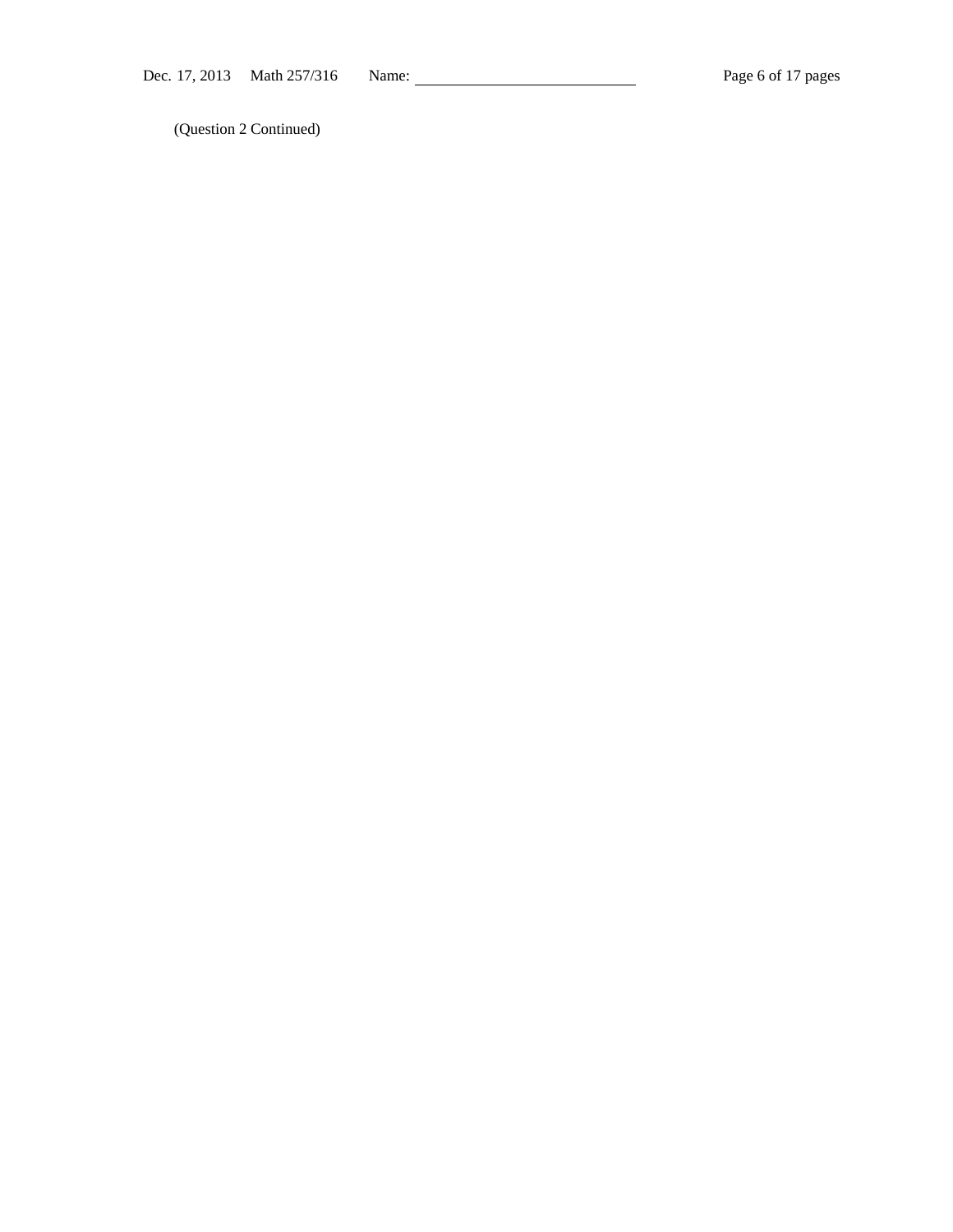(Question 2 Continued)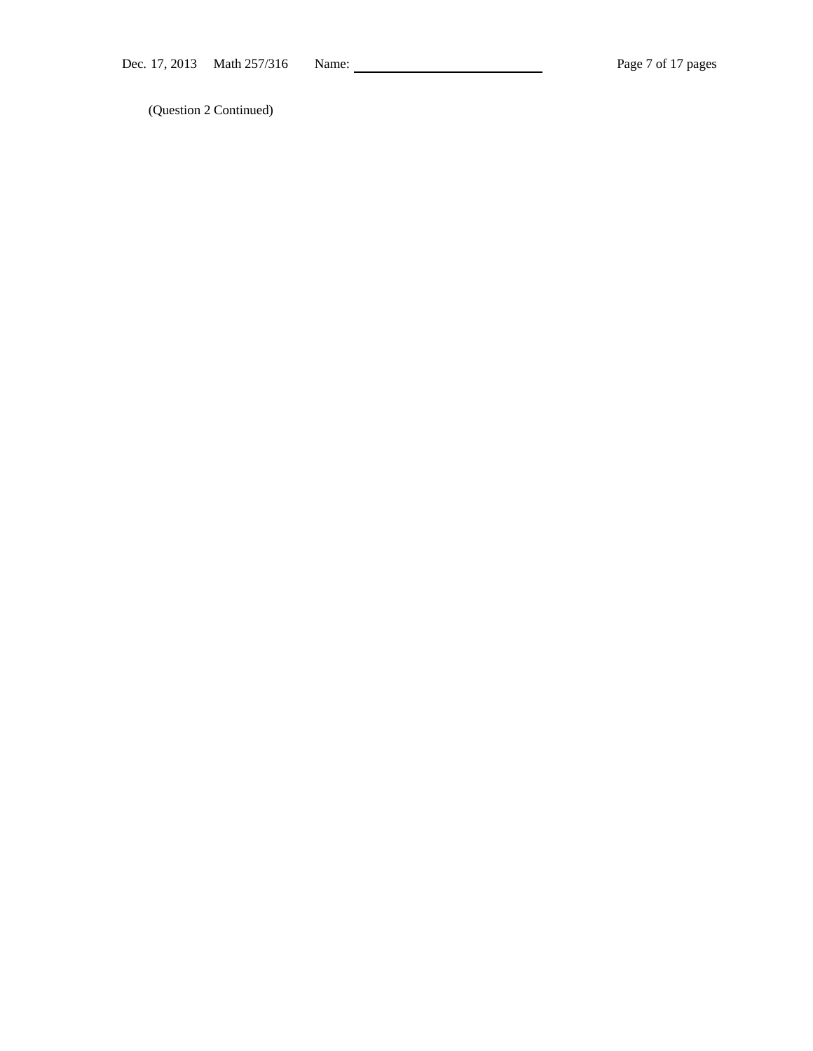(Question 2 Continued)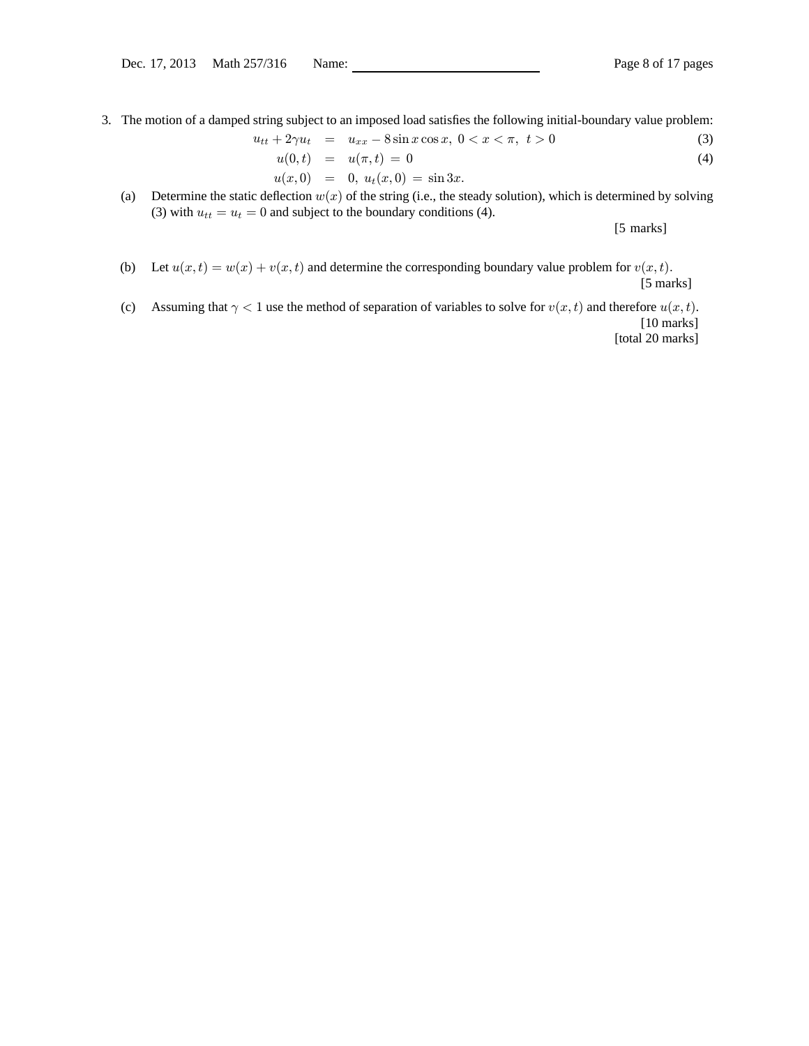3. The motion of a damped string subject to an imposed load satisfies the following initial-boundary value problem:

$$u_{tt} + 2\gamma u_t = u_{xx} - 8\sin x \cos x, \; 0 < x < \pi, \; t > 0 \tag{3}$$

$$u(0,t) = u(\pi,t) = 0 \tag{4}$$

$$u(x,0) = 0, \; u_t(x,0) = \sin 3x.$$

(a) Determine the static deflection $w(x)$ of the string (i.e., the steady solution), which is determined by solving (3) with $u_{tt} = u_t = 0$ and subject to the boundary conditions (4).

[5 marks]

(b) Let $u(x,t) = w(x) + v(x,t)$ and determine the corresponding boundary value problem for $v(x,t)$.

[5 marks]

(c) Assuming that $\gamma < 1$ use the method of separation of variables to solve for $v(x,t)$ and therefore $u(x,t)$.

[10 marks]

[total 20 marks]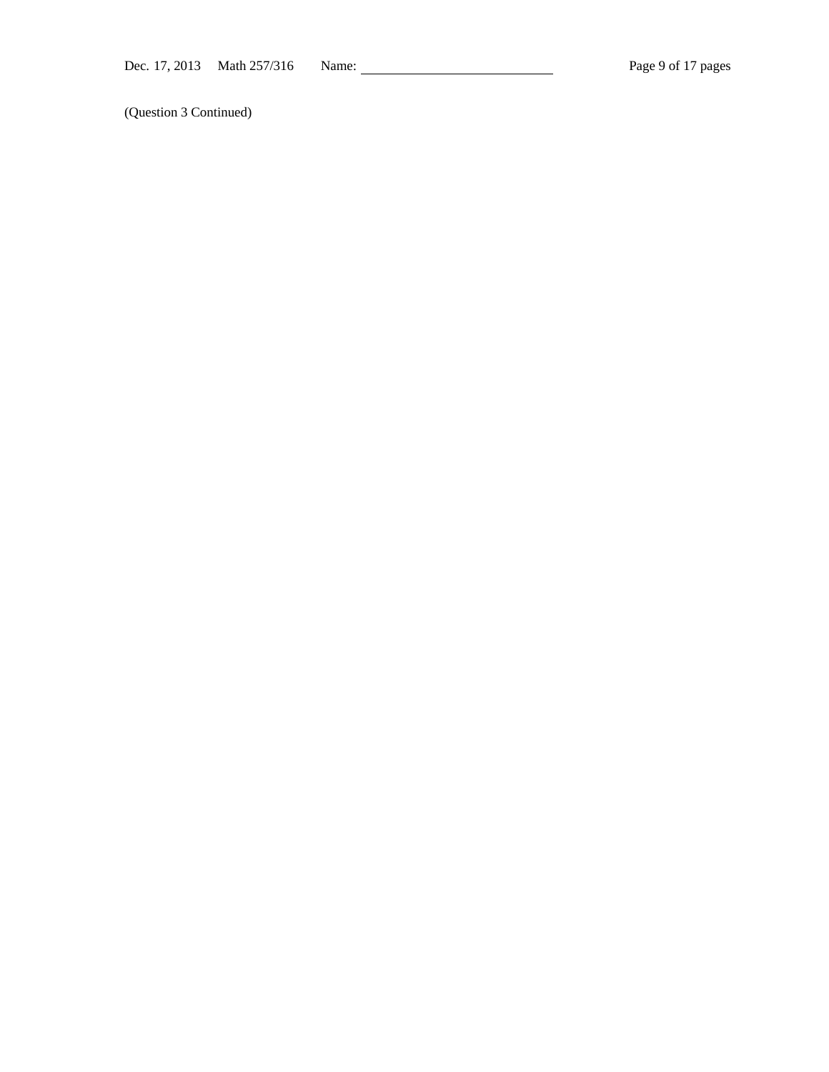(Question 3 Continued)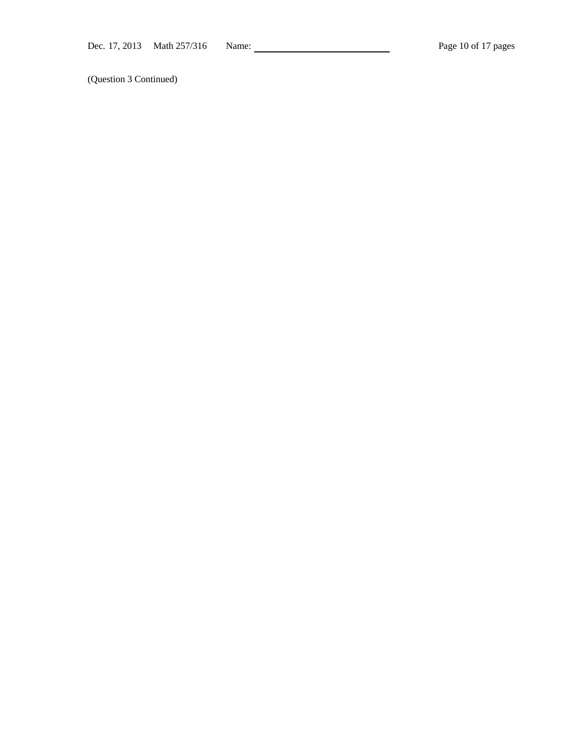(Question 3 Continued)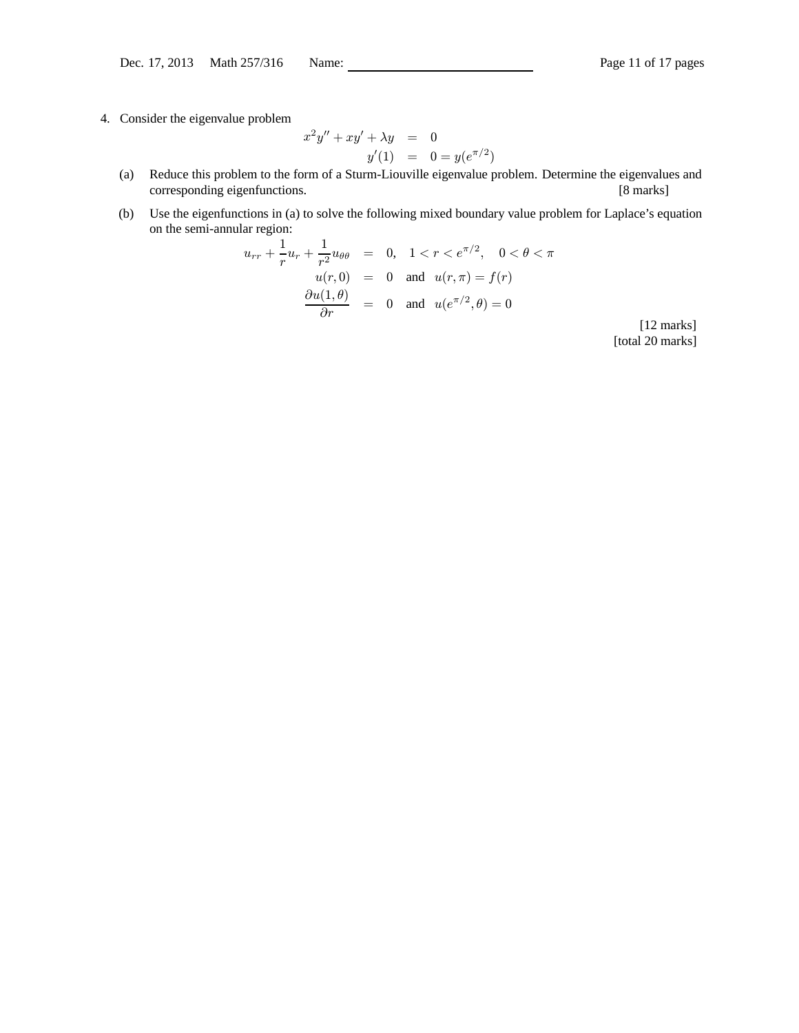4. Consider the eigenvalue problem

$$
\begin{aligned}
x^2 y'' + xy' + \lambda y &= 0 \\
y'(1) &= 0 = y(e^{\pi/2})
\end{aligned}
$$

(a) Reduce this problem to the form of a Sturm-Liouville eigenvalue problem. Determine the eigenvalues and corresponding eigenfunctions. [8 marks]

(b) Use the eigenfunctions in (a) to solve the following mixed boundary value problem for Laplace's equation on the semi-annular region:

$$
\begin{aligned}
u_{rr} + \frac{1}{r} u_r + \frac{1}{r^2} u_{\theta\theta} &= 0, \quad 1 < r < e^{\pi/2}, \quad 0 < \theta < \pi \\
u(r, 0) &= 0 \quad \text{and} \quad u(r, \pi) = f(r) \\
\frac{\partial u(1, \theta)}{\partial r} &= 0 \quad \text{and} \quad u(e^{\pi/2}, \theta) = 0
\end{aligned}
$$

[12 marks]

[total 20 marks]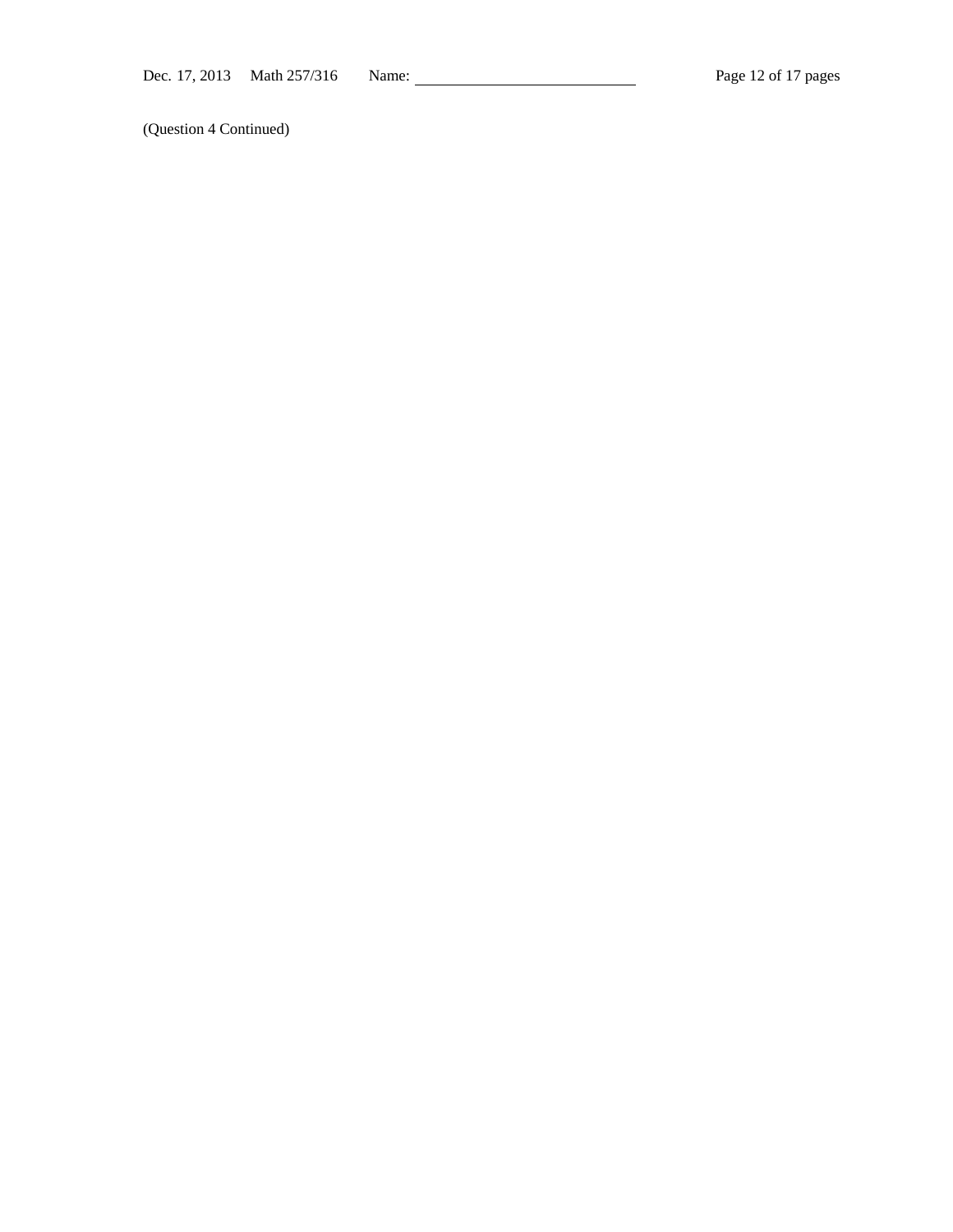(Question 4 Continued)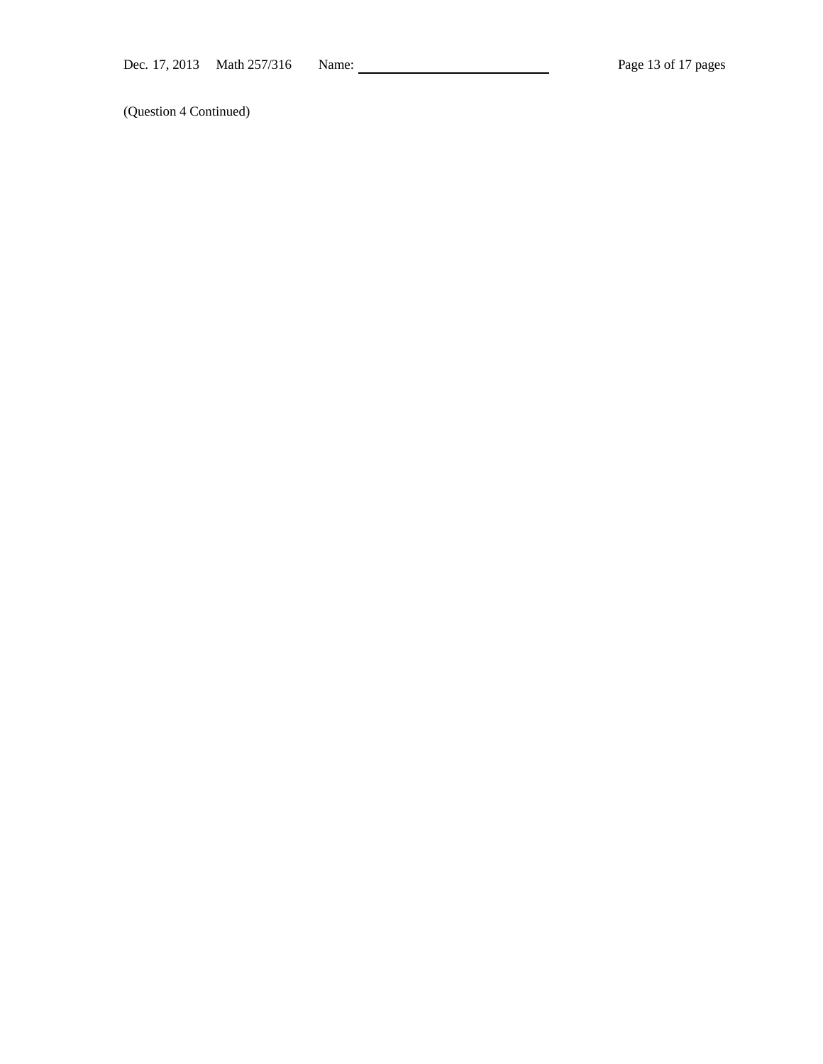(Question 4 Continued)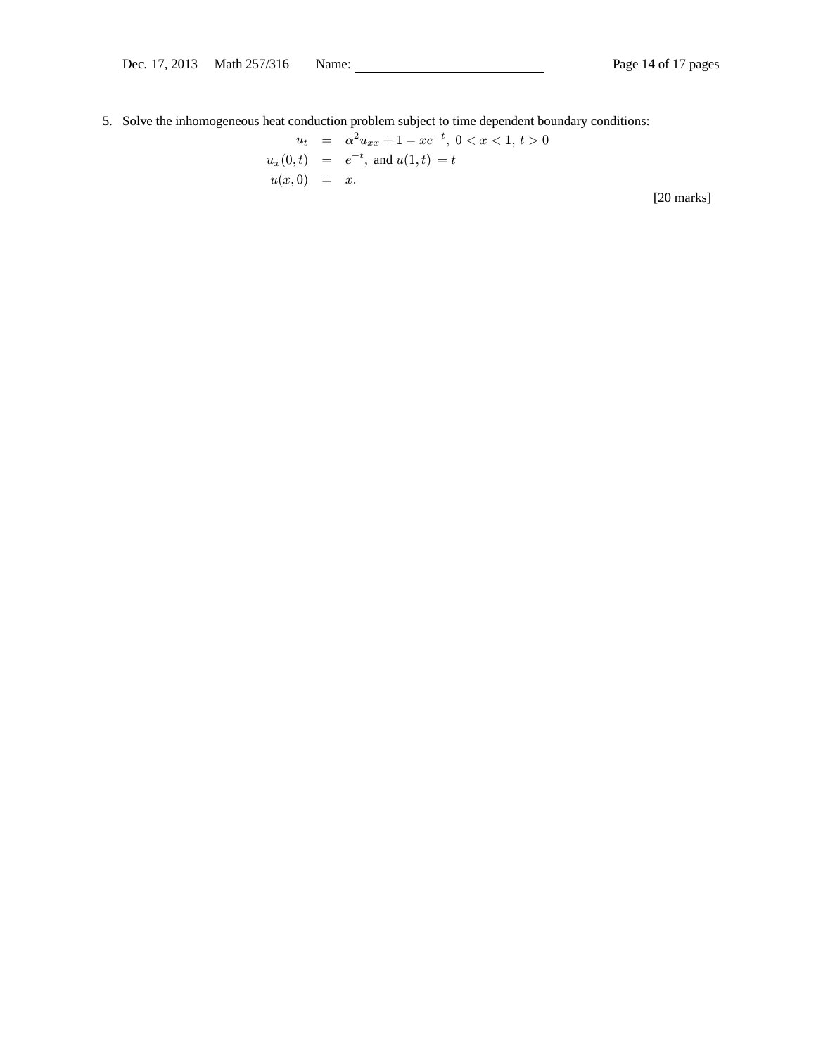5. Solve the inhomogeneous heat conduction problem subject to time dependent boundary conditions:

$$
\begin{aligned}
u_t &= \alpha^2 u_{xx} + 1 - xe^{-t},\ 0 < x < 1,\ t > 0 \\
u_x(0,t) &= e^{-t},\ \text{and } u(1,t) = t \\
u(x,0) &= x.
\end{aligned}
$$

[20 marks]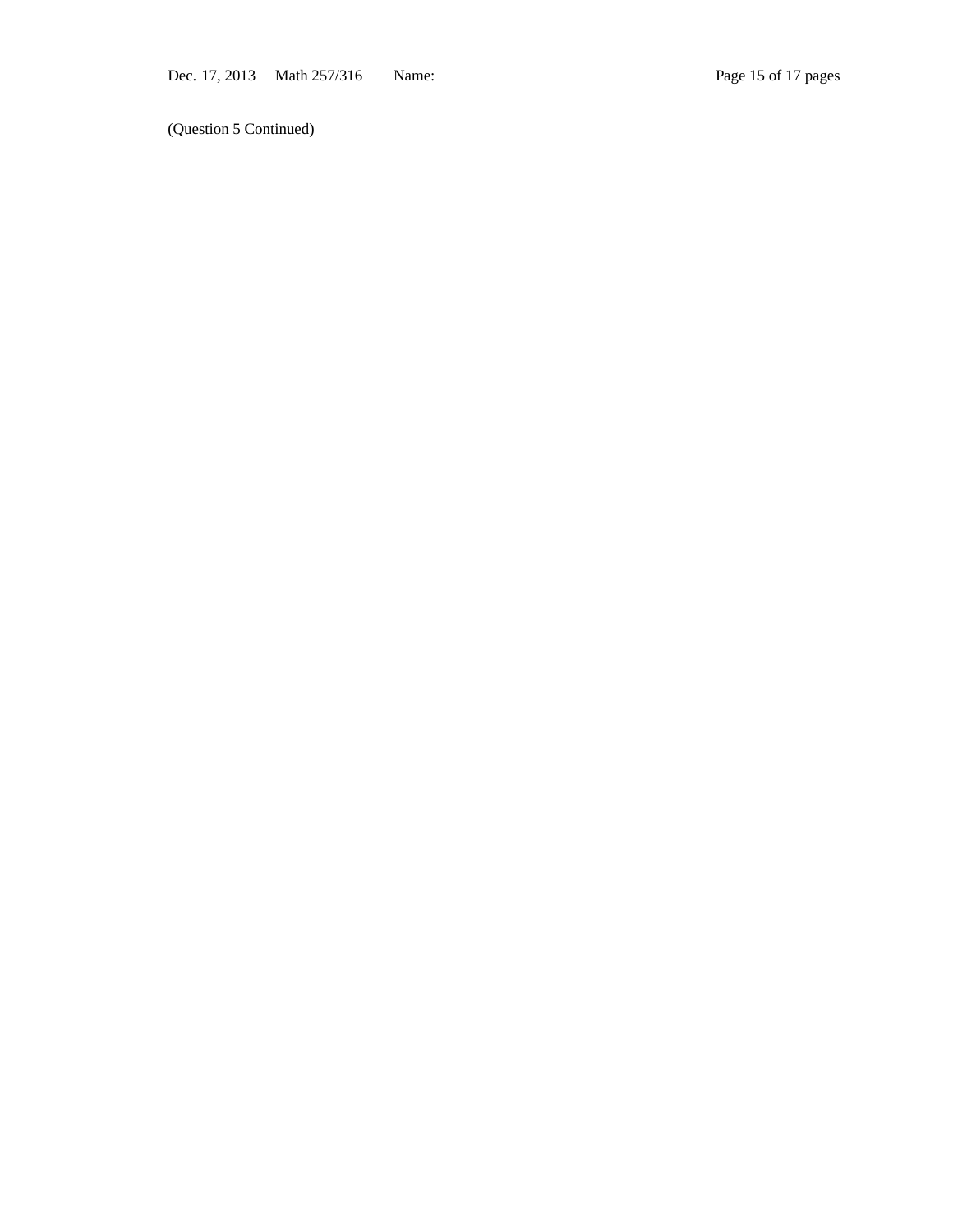(Question 5 Continued)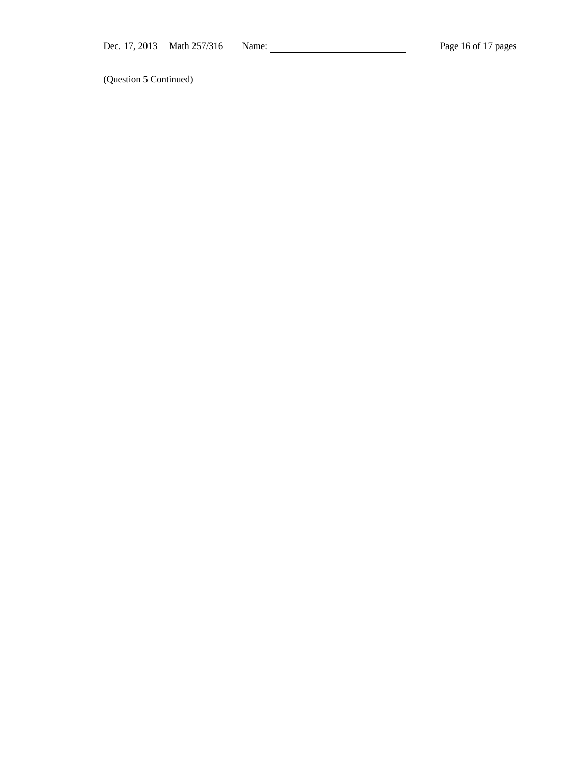(Question 5 Continued)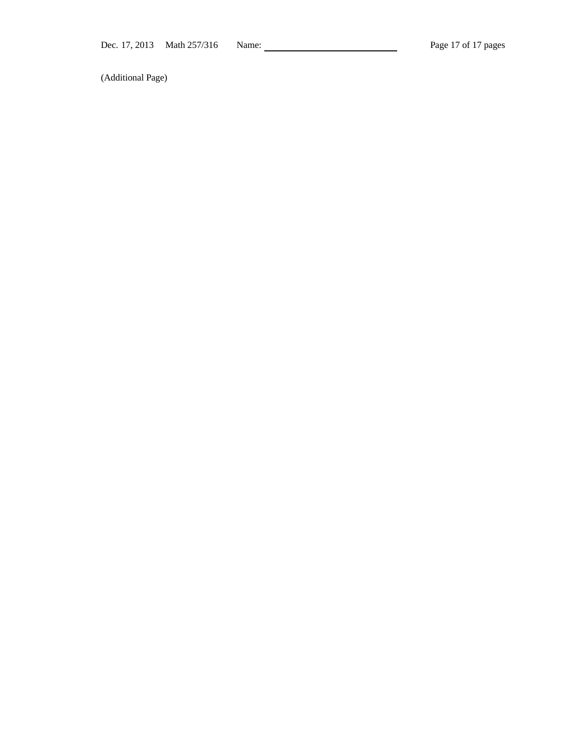(Additional Page)